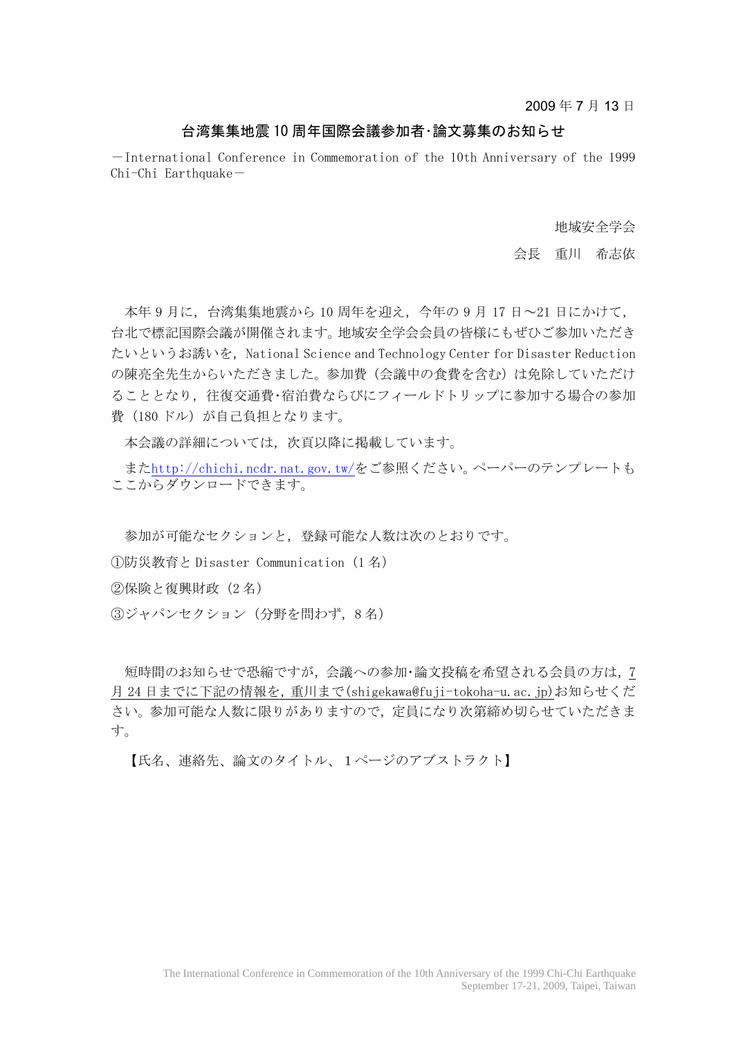2009 年 7 月 13 日

# 台湾集集地震 10 周年国際会議参加者･論文募集のお知らせ

－International Conference in Commemoration of the 10th Anniversary of the 1999 Chi-Chi Earthquake－

地域安全学会

会長　重川　希志依

本年 9 月に，台湾集集地震から 10 周年を迎え，今年の 9 月 17 日～21 日にかけて，台北で標記国際会議が開催されます。地域安全学会会員の皆様にもぜひご参加いただきたいというお誘いを，National Science and Technology Center for Disaster Reduction の陳亮全先生からいただきました。参加費（会議中の食費を含む）は免除していただけることとなり，往復交通費･宿泊費ならびにフィールドトリップに参加する場合の参加費（180 ドル）が自己負担となります。

本会議の詳細については，次頁以降に掲載しています。

またhttp://chichi.ncdr.nat.gov.tw/をご参照ください。ペーパーのテンプレートもここからダウンロードできます。

参加が可能なセクションと，登録可能な人数は次のとおりです。

①防災教育と Disaster Communication（1 名）

②保険と復興財政（2 名）

③ジャパンセクション（分野を問わず，8 名）

短時間のお知らせで恐縮ですが，会議への参加･論文投稿を希望される会員の方は，7 月 24 日までに下記の情報を，重川まで(shigekawa@fuji-tokoha-u.ac.jp)お知らせください。参加可能な人数に限りがありますので，定員になり次第締め切らせていただきます。

【氏名、連絡先、論文のタイトル、1 ページのアブストラクト】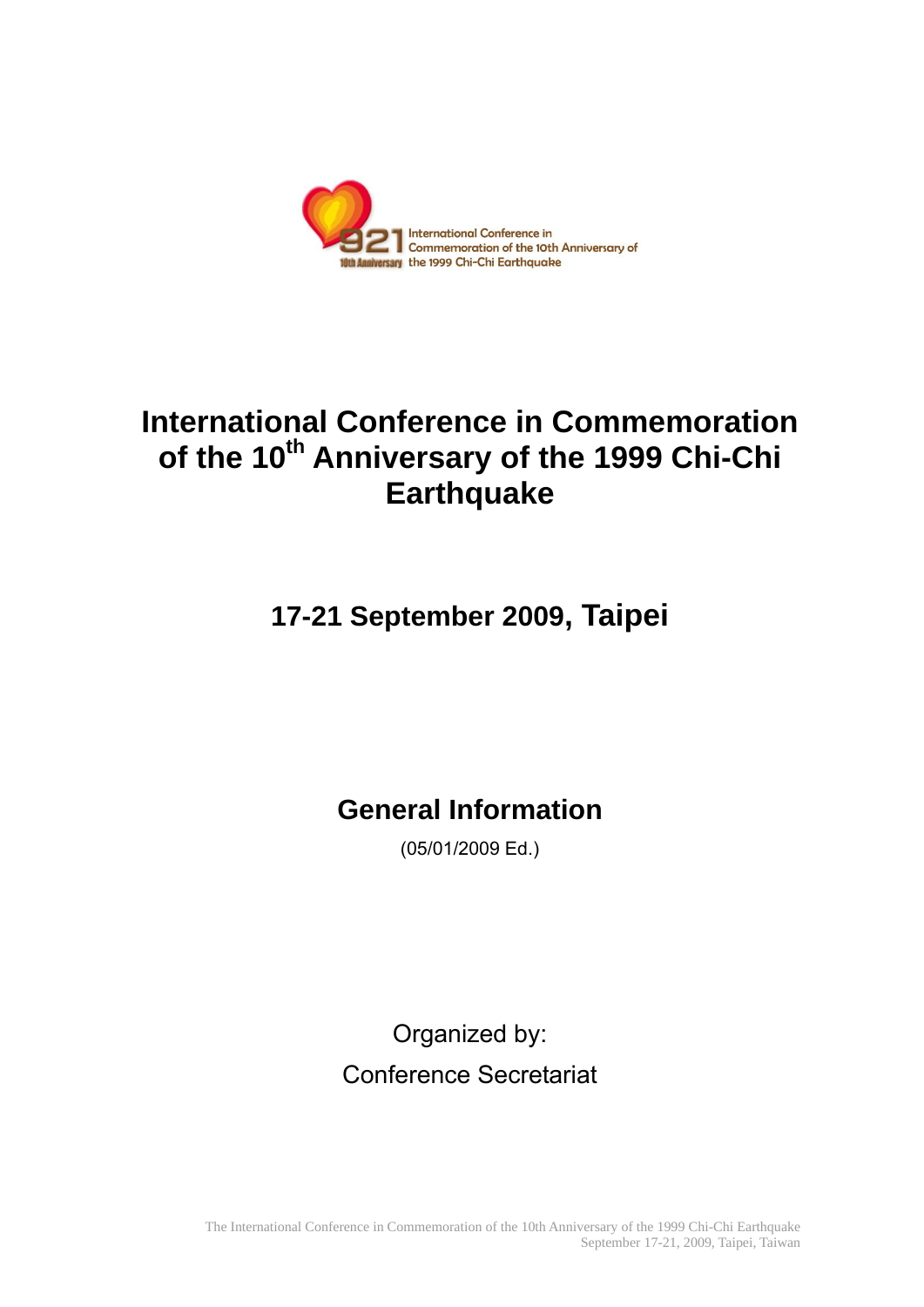# International Conference in Commemoration of the 10th Anniversary of the 1999 Chi-Chi Earthquake

## 17-21 September 2009, Taipei

## General Information

(05/01/2009 Ed.)

Organized by:

Conference Secretariat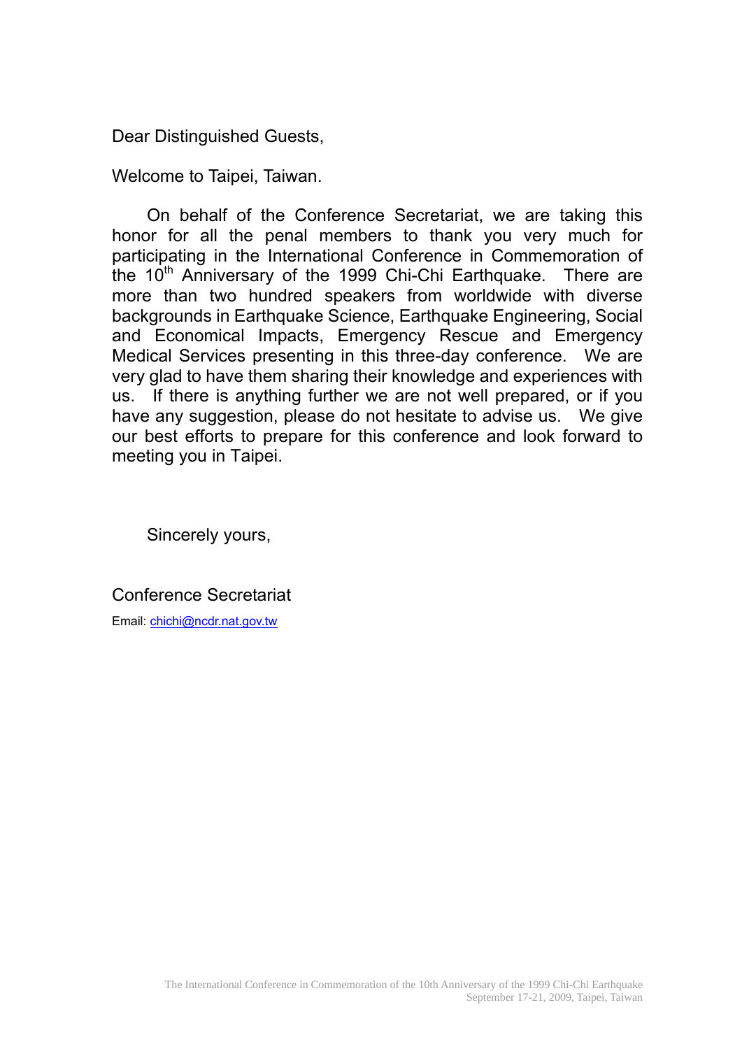Dear Distinguished Guests,

Welcome to Taipei, Taiwan.

On behalf of the Conference Secretariat, we are taking this honor for all the penal members to thank you very much for participating in the International Conference in Commemoration of the 10th Anniversary of the 1999 Chi-Chi Earthquake. There are more than two hundred speakers from worldwide with diverse backgrounds in Earthquake Science, Earthquake Engineering, Social and Economical Impacts, Emergency Rescue and Emergency Medical Services presenting in this three-day conference. We are very glad to have them sharing their knowledge and experiences with us. If there is anything further we are not well prepared, or if you have any suggestion, please do not hesitate to advise us. We give our best efforts to prepare for this conference and look forward to meeting you in Taipei.

Sincerely yours,

Conference Secretariat

Email: chichi@ncdr.nat.gov.tw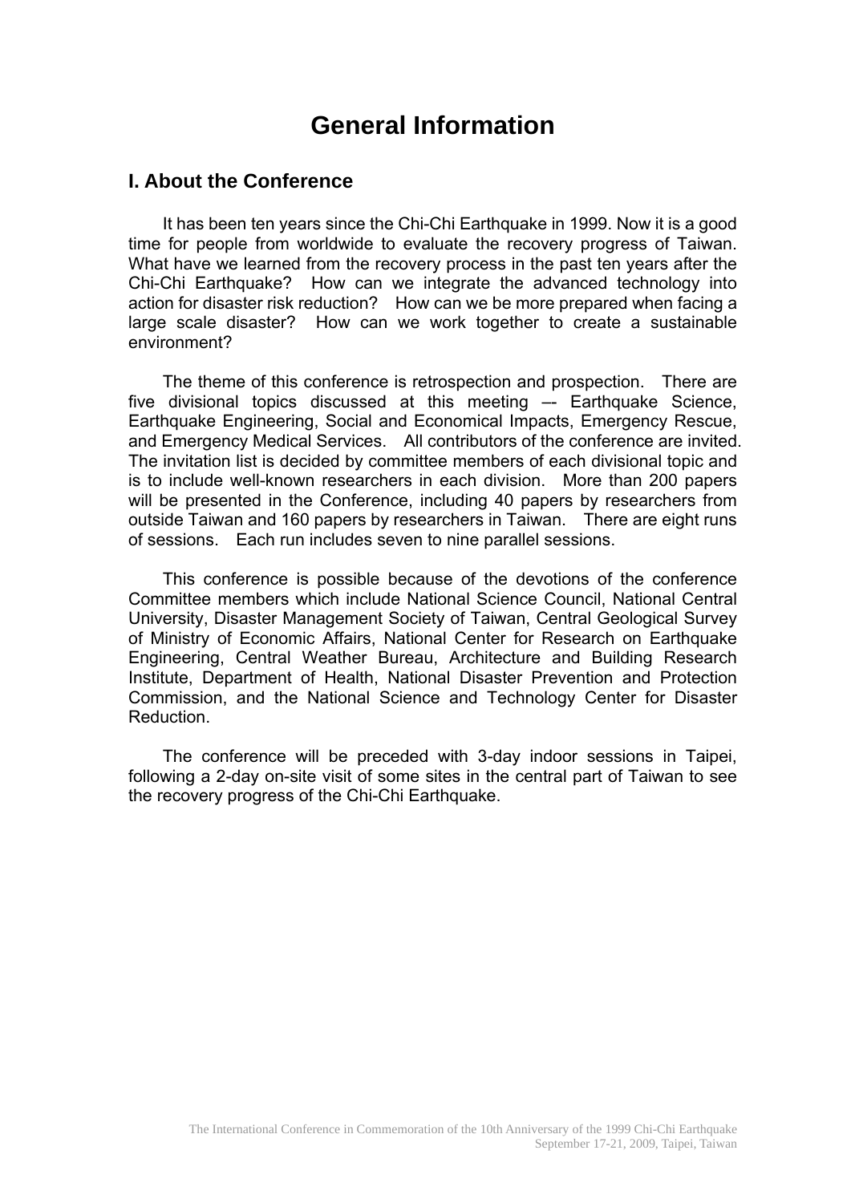# General Information

## I. About the Conference

It has been ten years since the Chi-Chi Earthquake in 1999. Now it is a good time for people from worldwide to evaluate the recovery progress of Taiwan. What have we learned from the recovery process in the past ten years after the Chi-Chi Earthquake? How can we integrate the advanced technology into action for disaster risk reduction? How can we be more prepared when facing a large scale disaster? How can we work together to create a sustainable environment?

The theme of this conference is retrospection and prospection. There are five divisional topics discussed at this meeting –- Earthquake Science, Earthquake Engineering, Social and Economical Impacts, Emergency Rescue, and Emergency Medical Services. All contributors of the conference are invited. The invitation list is decided by committee members of each divisional topic and is to include well-known researchers in each division. More than 200 papers will be presented in the Conference, including 40 papers by researchers from outside Taiwan and 160 papers by researchers in Taiwan. There are eight runs of sessions. Each run includes seven to nine parallel sessions.

This conference is possible because of the devotions of the conference Committee members which include National Science Council, National Central University, Disaster Management Society of Taiwan, Central Geological Survey of Ministry of Economic Affairs, National Center for Research on Earthquake Engineering, Central Weather Bureau, Architecture and Building Research Institute, Department of Health, National Disaster Prevention and Protection Commission, and the National Science and Technology Center for Disaster Reduction.

The conference will be preceded with 3-day indoor sessions in Taipei, following a 2-day on-site visit of some sites in the central part of Taiwan to see the recovery progress of the Chi-Chi Earthquake.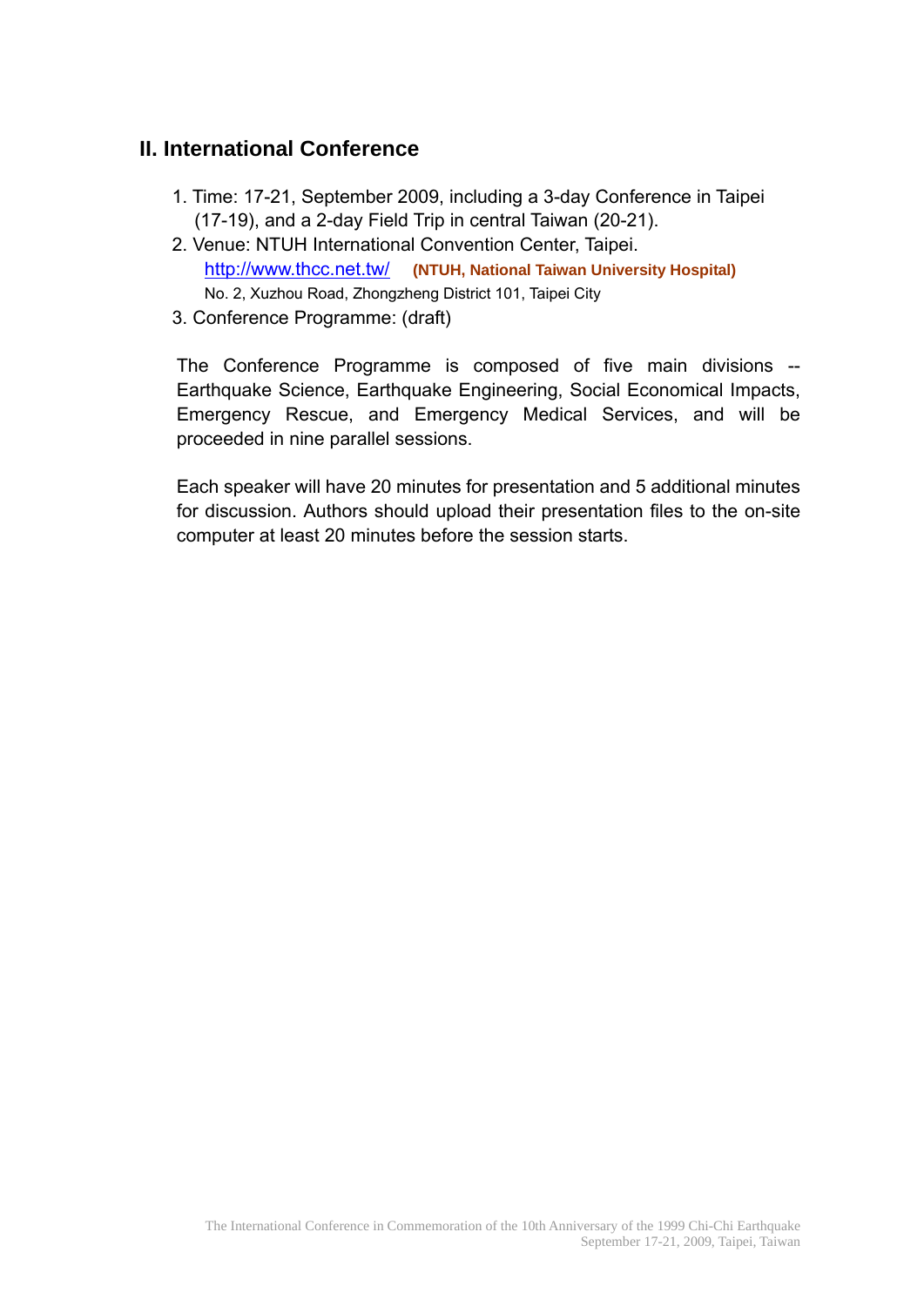## II. International Conference

1. Time: 17-21, September 2009, including a 3-day Conference in Taipei (17-19), and a 2-day Field Trip in central Taiwan (20-21).
2. Venue: NTUH International Convention Center, Taipei.
   http://www.thcc.net.tw/ **(NTUH, National Taiwan University Hospital)**
   No. 2, Xuzhou Road, Zhongzheng District 101, Taipei City
3. Conference Programme: (draft)

The Conference Programme is composed of five main divisions -- Earthquake Science, Earthquake Engineering, Social Economical Impacts, Emergency Rescue, and Emergency Medical Services, and will be proceeded in nine parallel sessions.

Each speaker will have 20 minutes for presentation and 5 additional minutes for discussion. Authors should upload their presentation files to the on-site computer at least 20 minutes before the session starts.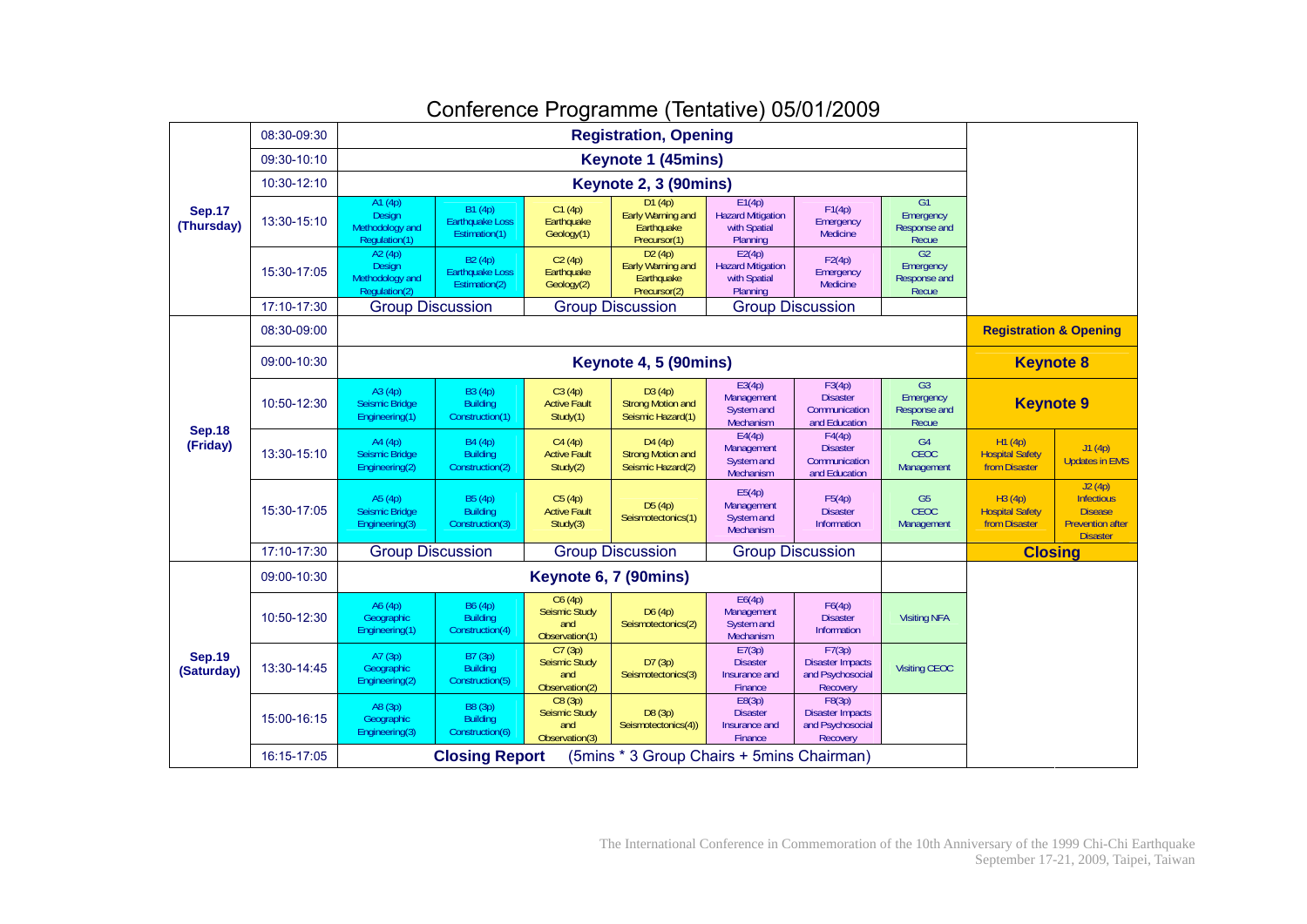# Conference Programme (Tentative) 05/01/2009

| Day | Time | A | B | C | D | E | F | G | H | J |
|---|---|---|---|---|---|---|---|---|---|---|
| **Sep.17 (Thursday)** | 08:30-09:30 | **Registration, Opening** | | | | | | | | |
| | 09:30-10:10 | **Keynote 1 (45mins)** | | | | | | | | |
| | 10:30-12:10 | **Keynote 2, 3 (90mins)** | | | | | | | | |
| | 13:30-15:10 | A1 (4p) Design Methodology and Regulation(1) | B1 (4p) Earthquake Loss Estimation(1) | C1 (4p) Earthquake Geology(1) | D1 (4p) Early Warning and Earthquake Precursor(1) | E1(4p) Hazard Mitigation with Spatial Planning | F1(4p) Emergency Medicine | G1 Emergency Response and Recue | | |
| | 15:30-17:05 | A2 (4p) Design Methodology and Regulation(2) | B2 (4p) Earthquake Loss Estimation(2) | C2 (4p) Earthquake Geology(2) | D2 (4p) Early Warning and Earthquake Precursor(2) | E2(4p) Hazard Mitigation with Spatial Planning | F2(4p) Emergency Medicine | G2 Emergency Response and Recue | | |
| | 17:10-17:30 | Group Discussion | | Group Discussion | | Group Discussion | | | | |
| **Sep.18 (Friday)** | 08:30-09:00 | | | | | | | | **Registration & Opening** | |
| | 09:00-10:30 | **Keynote 4, 5 (90mins)** | | | | | | | **Keynote 8** | |
| | 10:50-12:30 | A3 (4p) Seismic Bridge Engineering(1) | B3 (4p) Building Construction(1) | C3 (4p) Active Fault Study(1) | D3 (4p) Strong Motion and Seismic Hazard(1) | E3(4p) Management System and Mechanism | F3(4p) Disaster Communication and Education | G3 Emergency Response and Recue | **Keynote 9** | |
| | 13:30-15:10 | A4 (4p) Seismic Bridge Engineering(2) | B4 (4p) Building Construction(2) | C4 (4p) Active Fault Study(2) | D4 (4p) Strong Motion and Seismic Hazard(2) | E4(4p) Management System and Mechanism | F4(4p) Disaster Communication and Education | G4 CEOC Management | H1 (4p) Hospital Safety from Disaster | J1 (4p) Updates in EMS |
| | 15:30-17:05 | A5 (4p) Seismic Bridge Engineering(3) | B5 (4p) Building Construction(3) | C5 (4p) Active Fault Study(3) | D5 (4p) Seismotectonics(1) | E5(4p) Management System and Mechanism | F5(4p) Disaster Information | G5 CEOC Management | H3 (4p) Hospital Safety from Disaster | J2 (4p) Infectious Disease Prevention after Disaster |
| | 17:10-17:30 | Group Discussion | | Group Discussion | | Group Discussion | | | **Closing** | |
| **Sep.19 (Saturday)** | 09:00-10:30 | **Keynote 6, 7 (90mins)** | | | | | | | | |
| | 10:50-12:30 | A6 (4p) Geographic Engineering(1) | B6 (4p) Building Construction(4) | C6 (4p) Seismic Study and Observation(1) | D6 (4p) Seismotectonics(2) | E6(4p) Management System and Mechanism | F6(4p) Disaster Information | Visiting NFA | | |
| | 13:30-14:45 | A7 (3p) Geographic Engineering(2) | B7 (3p) Building Construction(5) | C7 (3p) Seismic Study and Observation(2) | D7 (3p) Seismotectonics(3) | E7(3p) Disaster Insurance and Finance | F7(3p) Disaster Impacts and Psychosocial Recovery | Visiting CEOC | | |
| | 15:00-16:15 | A8 (3p) Geographic Engineering(3) | B8 (3p) Building Construction(6) | C8 (3p) Seismic Study and Observation(3) | D8 (3p) Seismotectonics(4)) | E8(3p) Disaster Insurance and Finance | F8(3p) Disaster Impacts and Psychosocial Recovery | | | |
| | 16:15-17:05 | **Closing Report** (5mins * 3 Group Chairs + 5mins Chairman) | | | | | | | | |

The International Conference in Commemoration of the 10th Anniversary of the 1999 Chi-Chi Earthquake
September 17-21, 2009, Taipei, Taiwan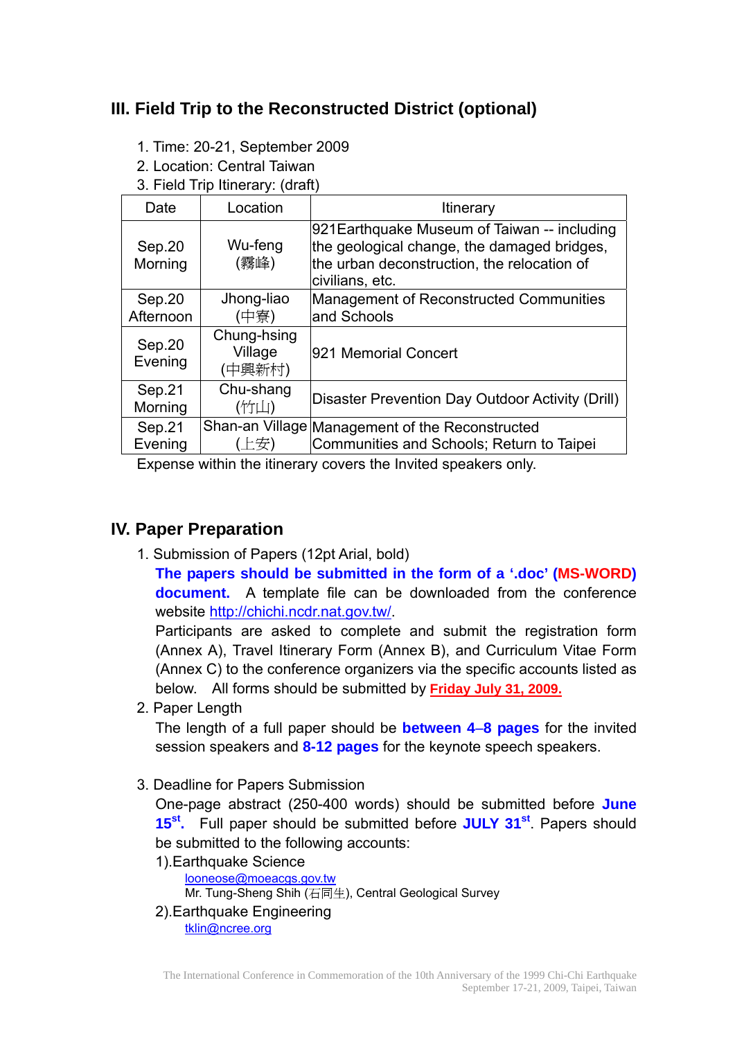## III. Field Trip to the Reconstructed District (optional)

1. Time: 20-21, September 2009
2. Location: Central Taiwan
3. Field Trip Itinerary: (draft)

| Date | Location | Itinerary |
|---|---|---|
| Sep.20 Morning | Wu-feng (霧峰) | 921Earthquake Museum of Taiwan -- including the geological change, the damaged bridges, the urban deconstruction, the relocation of civilians, etc. |
| Sep.20 Afternoon | Jhong-liao (中寮) | Management of Reconstructed Communities and Schools |
| Sep.20 Evening | Chung-hsing Village (中興新村) | 921 Memorial Concert |
| Sep.21 Morning | Chu-shang (竹山) | Disaster Prevention Day Outdoor Activity (Drill) |
| Sep.21 Evening | Shan-an Village (上安) | Management of the Reconstructed Communities and Schools; Return to Taipei |

Expense within the itinerary covers the Invited speakers only.

## IV. Paper Preparation

1. Submission of Papers (12pt Arial, bold)

   **The papers should be submitted in the form of a '.doc' (MS-WORD) document.** A template file can be downloaded from the conference website http://chichi.ncdr.nat.gov.tw/.

   Participants are asked to complete and submit the registration form (Annex A), Travel Itinerary Form (Annex B), and Curriculum Vitae Form (Annex C) to the conference organizers via the specific accounts listed as below. All forms should be submitted by **Friday July 31, 2009.**

2. Paper Length

   The length of a full paper should be **between 4–8 pages** for the invited session speakers and **8-12 pages** for the keynote speech speakers.

3. Deadline for Papers Submission

   One-page abstract (250-400 words) should be submitted before **June 15st.** Full paper should be submitted before **JULY 31st**. Papers should be submitted to the following accounts:

   1).Earthquake Science

   looneose@moeacgs.gov.tw
   Mr. Tung-Sheng Shih (石同生), Central Geological Survey

   2).Earthquake Engineering

   tklin@ncree.org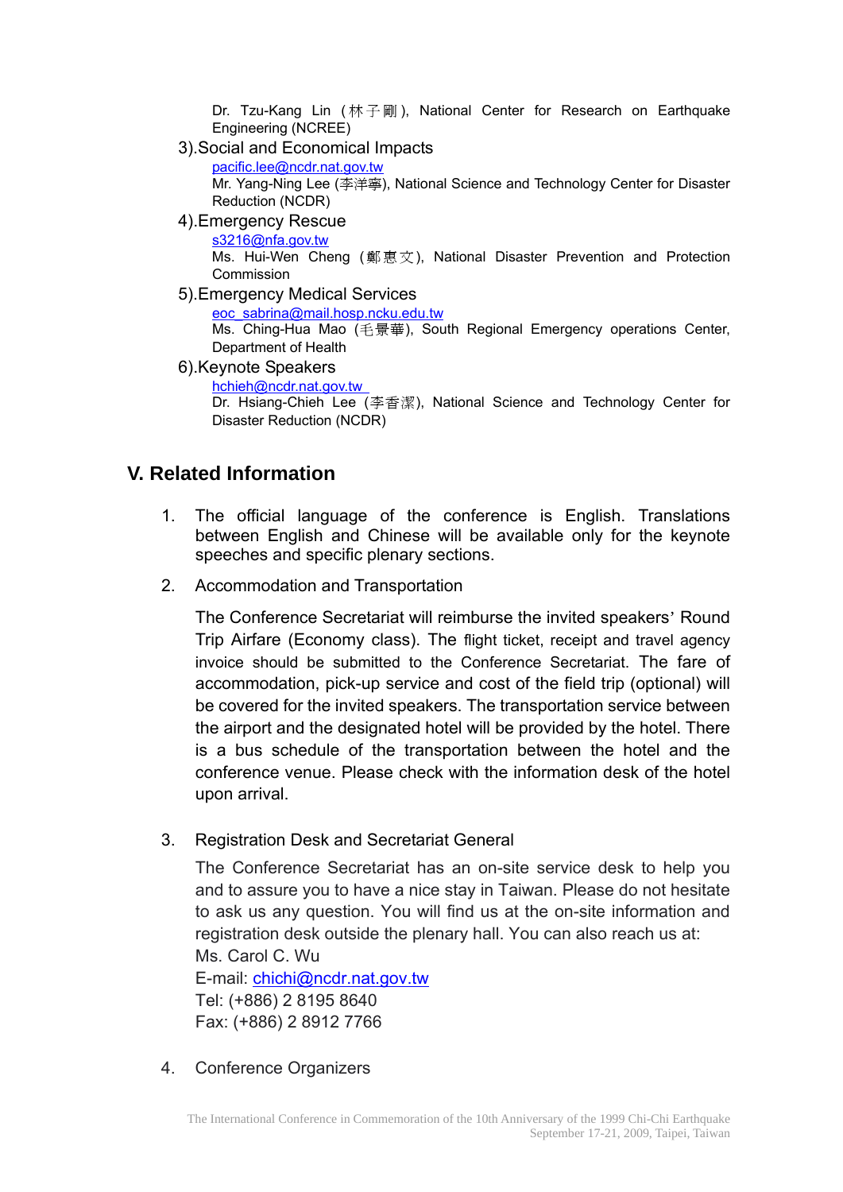Dr. Tzu-Kang Lin (林子剛), National Center for Research on Earthquake Engineering (NCREE)

3).Social and Economical Impacts

pacific.lee@ncdr.nat.gov.tw
Mr. Yang-Ning Lee (李洋寧), National Science and Technology Center for Disaster Reduction (NCDR)

4).Emergency Rescue

s3216@nfa.gov.tw
Ms. Hui-Wen Cheng (鄭惠文), National Disaster Prevention and Protection Commission

5).Emergency Medical Services

eoc_sabrina@mail.hosp.ncku.edu.tw
Ms. Ching-Hua Mao (毛景華), South Regional Emergency operations Center, Department of Health

6).Keynote Speakers

hchieh@ncdr.nat.gov.tw
Dr. Hsiang-Chieh Lee (李香潔), National Science and Technology Center for Disaster Reduction (NCDR)

## V. Related Information

1. The official language of the conference is English. Translations between English and Chinese will be available only for the keynote speeches and specific plenary sections.

2. Accommodation and Transportation

   The Conference Secretariat will reimburse the invited speakers' Round Trip Airfare (Economy class). The flight ticket, receipt and travel agency invoice should be submitted to the Conference Secretariat. The fare of accommodation, pick-up service and cost of the field trip (optional) will be covered for the invited speakers. The transportation service between the airport and the designated hotel will be provided by the hotel. There is a bus schedule of the transportation between the hotel and the conference venue. Please check with the information desk of the hotel upon arrival.

3. Registration Desk and Secretariat General

   The Conference Secretariat has an on-site service desk to help you and to assure you to have a nice stay in Taiwan. Please do not hesitate to ask us any question. You will find us at the on-site information and registration desk outside the plenary hall. You can also reach us at:
   Ms. Carol C. Wu
   E-mail: chichi@ncdr.nat.gov.tw
   Tel: (+886) 2 8195 8640
   Fax: (+886) 2 8912 7766

4. Conference Organizers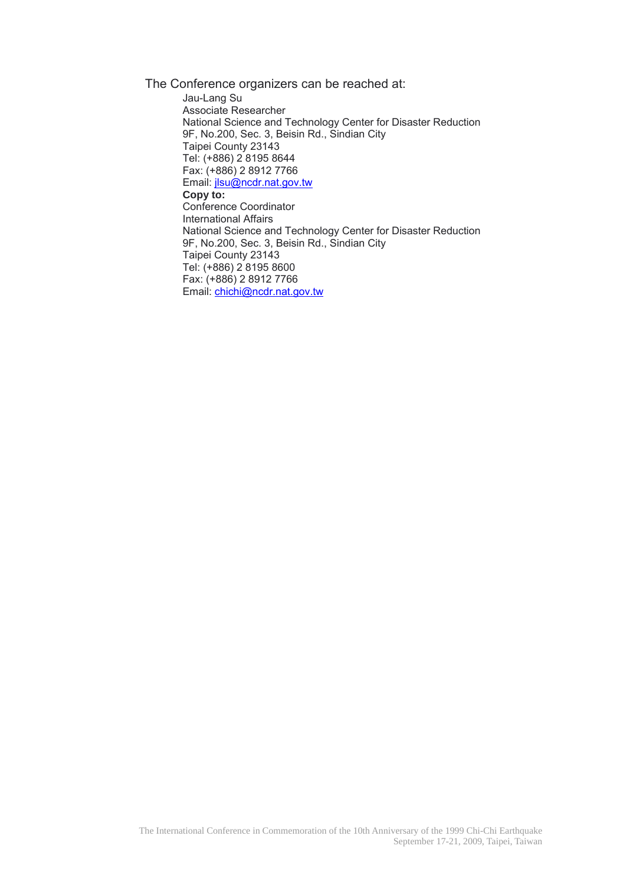The Conference organizers can be reached at:

Jau-Lang Su
Associate Researcher
National Science and Technology Center for Disaster Reduction
9F, No.200, Sec. 3, Beisin Rd., Sindian City
Taipei County 23143
Tel: (+886) 2 8195 8644
Fax: (+886) 2 8912 7766
Email: jlsu@ncdr.nat.gov.tw

**Copy to:**

Conference Coordinator
International Affairs
National Science and Technology Center for Disaster Reduction
9F, No.200, Sec. 3, Beisin Rd., Sindian City
Taipei County 23143
Tel: (+886) 2 8195 8600
Fax: (+886) 2 8912 7766
Email: chichi@ncdr.nat.gov.tw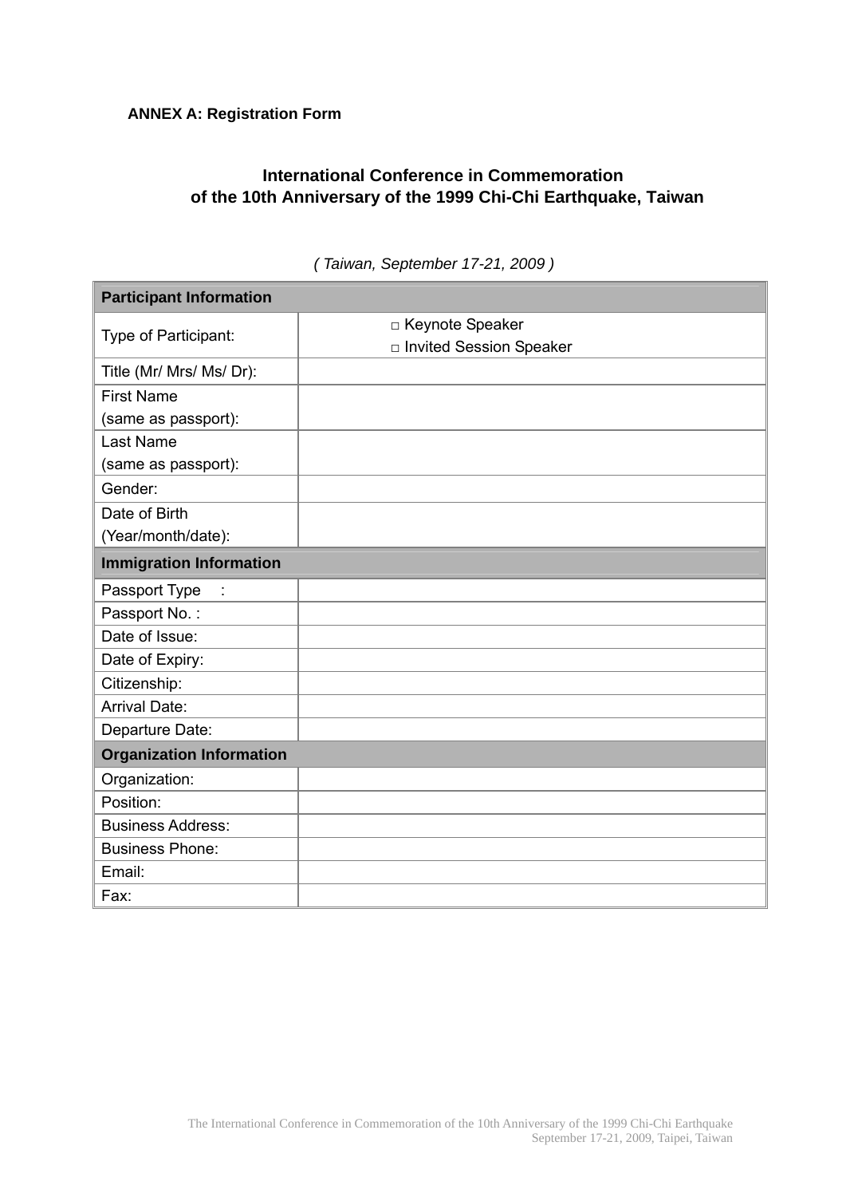**ANNEX A: Registration Form**

## International Conference in Commemoration of the 10th Anniversary of the 1999 Chi-Chi Earthquake, Taiwan

*( Taiwan, September 17-21, 2009 )*

| **Participant Information** | |
|---|---|
| Type of Participant: | □ Keynote Speaker<br>□ Invited Session Speaker |
| Title (Mr/ Mrs/ Ms/ Dr): | |
| First Name (same as passport): | |
| Last Name (same as passport): | |
| Gender: | |
| Date of Birth (Year/month/date): | |
| **Immigration Information** | |
| Passport Type : | |
| Passport No. : | |
| Date of Issue: | |
| Date of Expiry: | |
| Citizenship: | |
| Arrival Date: | |
| Departure Date: | |
| **Organization Information** | |
| Organization: | |
| Position: | |
| Business Address: | |
| Business Phone: | |
| Email: | |
| Fax: | |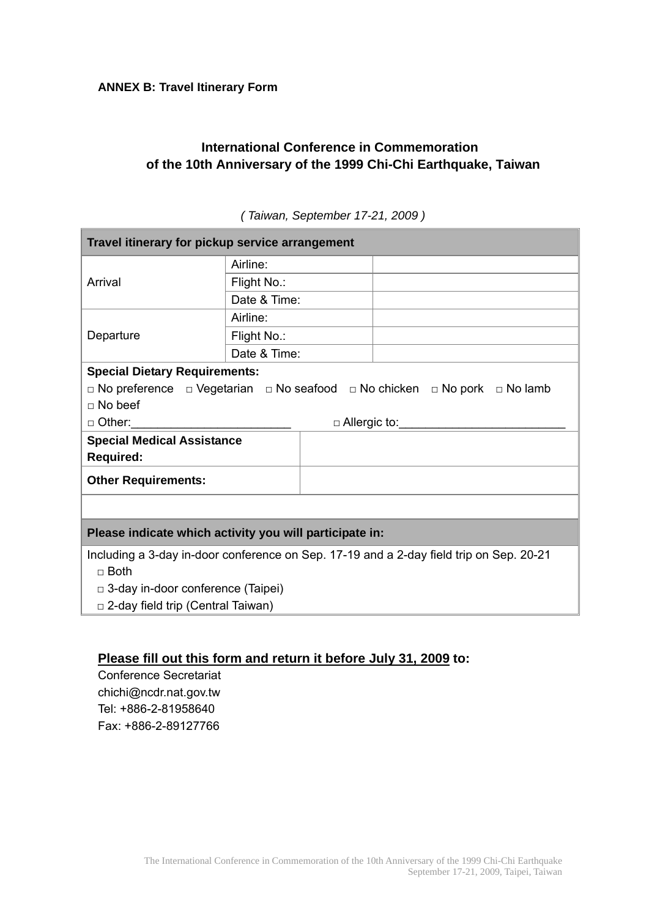**ANNEX B: Travel Itinerary Form**

## International Conference in Commemoration of the 10th Anniversary of the 1999 Chi-Chi Earthquake, Taiwan

*( Taiwan, September 17-21, 2009 )*

| **Travel itinerary for pickup service arrangement** | | |
|---|---|---|
| Arrival | Airline: | |
| | Flight No.: | |
| | Date & Time: | |
| Departure | Airline: | |
| | Flight No.: | |
| | Date & Time: | |

**Special Dietary Requirements:**

□ No preference □ Vegetarian □ No seafood □ No chicken □ No pork □ No lamb □ No beef

□ Other:________________________ □ Allergic to:_________________________

| **Special Medical Assistance Required:** | |
|---|---|
| **Other Requirements:** | |

| **Please indicate which activity you will participate in:** |
|---|
| Including a 3-day in-door conference on Sep. 17-19 and a 2-day field trip on Sep. 20-21<br>□ Both<br>□ 3-day in-door conference (Taipei)<br>□ 2-day field trip (Central Taiwan) |

**Please fill out this form and return it before July 31, 2009 to:**

Conference Secretariat
chichi@ncdr.nat.gov.tw
Tel: +886-2-81958640
Fax: +886-2-89127766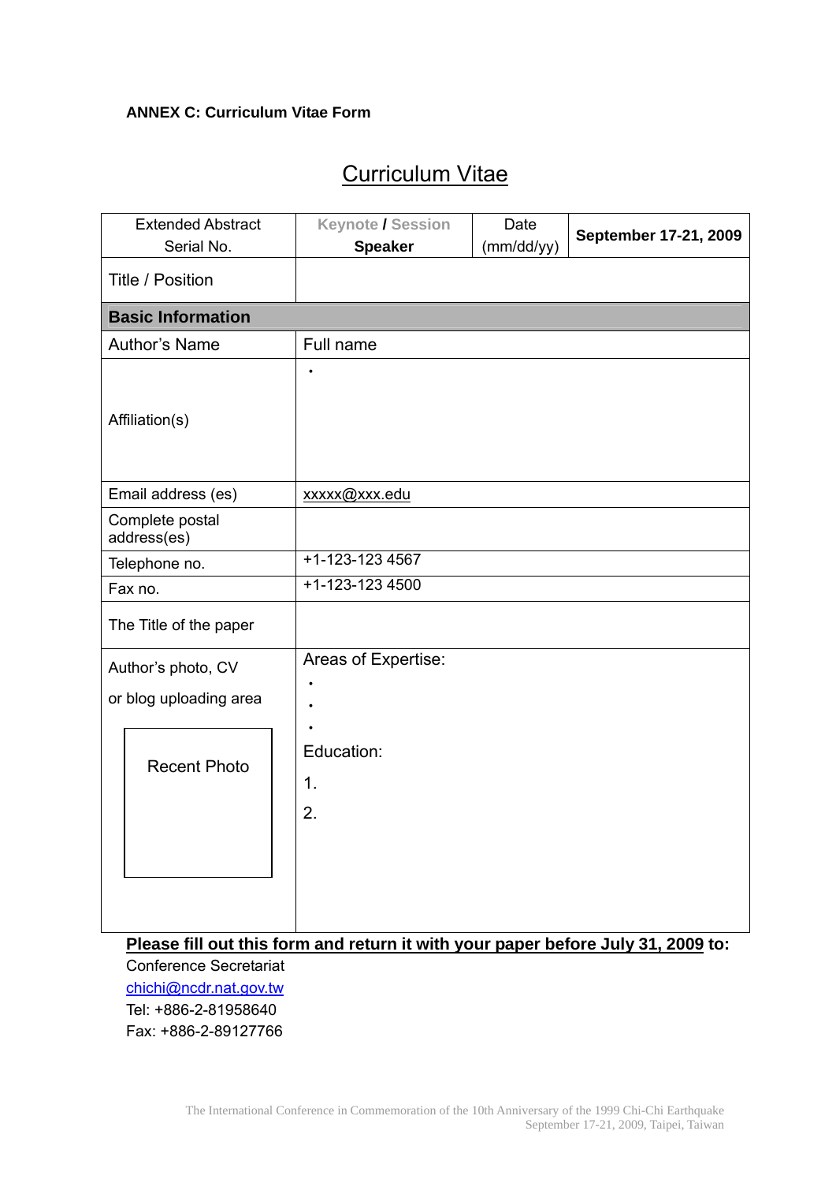**ANNEX C: Curriculum Vitae Form**

# Curriculum Vitae

| | | | |
|---|---|---|---|
| Extended Abstract Serial No. | Keynote / Session Speaker | Date (mm/dd/yy) | **September 17-21, 2009** |
| Title / Position | | | |
| **Basic Information** | | | |
| Author's Name | Full name | | |
| Affiliation(s) | • | | |
| Email address (es) | xxxxx@xxx.edu | | |
| Complete postal address(es) | | | |
| Telephone no. | +1-123-123 4567 | | |
| Fax no. | +1-123-123 4500 | | |
| The Title of the paper | | | |
| Author's photo, CV or blog uploading area<br><br>Recent Photo | Areas of Expertise:<br>•<br>•<br>•<br>Education:<br>1.<br>2. | | |

**Please fill out this form and return it with your paper before July 31, 2009 to:**

Conference Secretariat
chichi@ncdr.nat.gov.tw
Tel: +886-2-81958640
Fax: +886-2-89127766